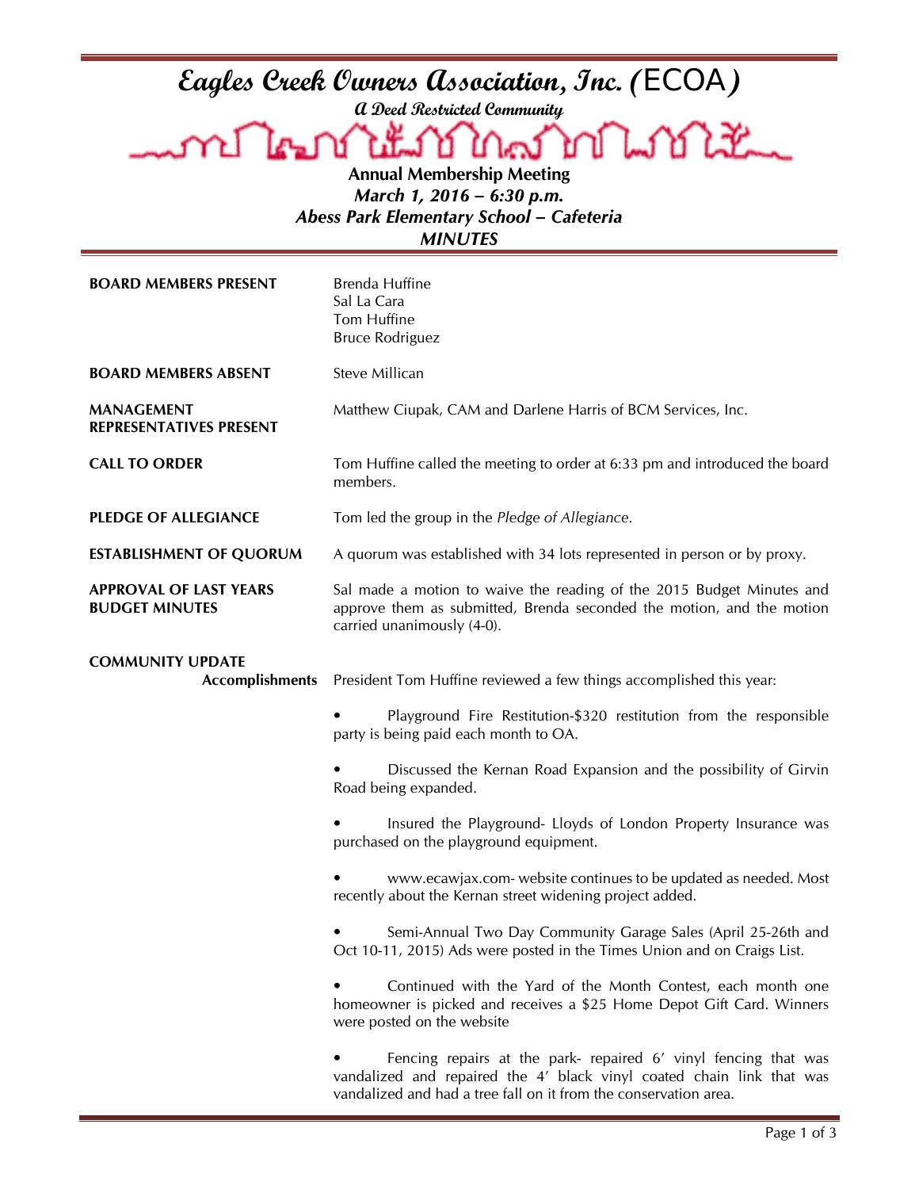# Eagles Creek Owners Association, Inc. (ECOA)

***A Deed Restricted Community***

**Annual Membership Meeting**
***March 1, 2016 – 6:30 p.m.***
***Abess Park Elementary School – Cafeteria***
***MINUTES***

**BOARD MEMBERS PRESENT** Brenda Huffine
Sal La Cara
Tom Huffine
Bruce Rodriguez

**BOARD MEMBERS ABSENT** Steve Millican

**MANAGEMENT REPRESENTATIVES PRESENT** Matthew Ciupak, CAM and Darlene Harris of BCM Services, Inc.

**CALL TO ORDER** Tom Huffine called the meeting to order at 6:33 pm and introduced the board members.

**PLEDGE OF ALLEGIANCE** Tom led the group in the *Pledge of Allegiance*.

**ESTABLISHMENT OF QUORUM** A quorum was established with 34 lots represented in person or by proxy.

**APPROVAL OF LAST YEARS BUDGET MINUTES** Sal made a motion to waive the reading of the 2015 Budget Minutes and approve them as submitted, Brenda seconded the motion, and the motion carried unanimously (4-0).

**COMMUNITY UPDATE**

**Accomplishments** President Tom Huffine reviewed a few things accomplished this year:

- Playground Fire Restitution-$320 restitution from the responsible party is being paid each month to OA.
- Discussed the Kernan Road Expansion and the possibility of Girvin Road being expanded.
- Insured the Playground- Lloyds of London Property Insurance was purchased on the playground equipment.
- www.ecawjax.com- website continues to be updated as needed. Most recently about the Kernan street widening project added.
- Semi-Annual Two Day Community Garage Sales (April 25-26th and Oct 10-11, 2015) Ads were posted in the Times Union and on Craigs List.
- Continued with the Yard of the Month Contest, each month one homeowner is picked and receives a $25 Home Depot Gift Card. Winners were posted on the website
- Fencing repairs at the park- repaired 6' vinyl fencing that was vandalized and repaired the 4' black vinyl coated chain link that was vandalized and had a tree fall on it from the conservation area.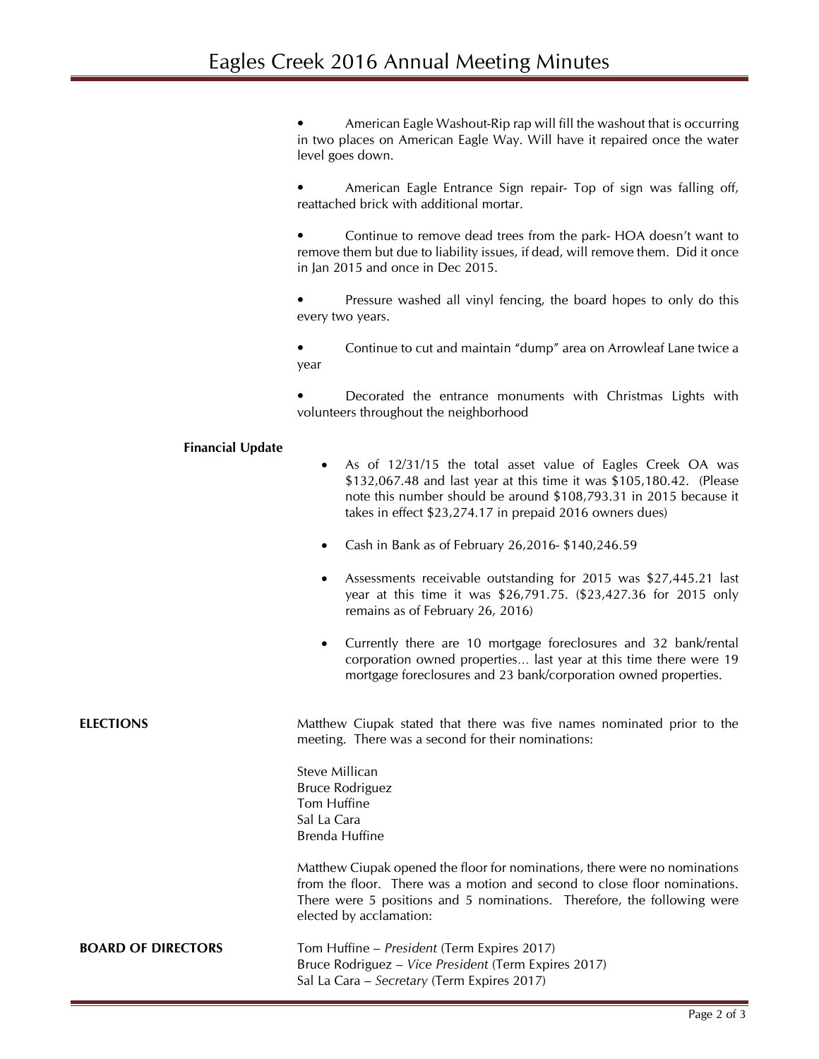- American Eagle Washout-Rip rap will fill the washout that is occurring in two places on American Eagle Way. Will have it repaired once the water level goes down.

- American Eagle Entrance Sign repair- Top of sign was falling off, reattached brick with additional mortar.

- Continue to remove dead trees from the park- HOA doesn't want to remove them but due to liability issues, if dead, will remove them. Did it once in Jan 2015 and once in Dec 2015.

- Pressure washed all vinyl fencing, the board hopes to only do this every two years.

- Continue to cut and maintain "dump" area on Arrowleaf Lane twice a year

- Decorated the entrance monuments with Christmas Lights with volunteers throughout the neighborhood

**Financial Update**

- As of 12/31/15 the total asset value of Eagles Creek OA was $132,067.48 and last year at this time it was $105,180.42. (Please note this number should be around $108,793.31 in 2015 because it takes in effect $23,274.17 in prepaid 2016 owners dues)

- Cash in Bank as of February 26,2016- $140,246.59

- Assessments receivable outstanding for 2015 was $27,445.21 last year at this time it was $26,791.75. ($23,427.36 for 2015 only remains as of February 26, 2016)

- Currently there are 10 mortgage foreclosures and 32 bank/rental corporation owned properties… last year at this time there were 19 mortgage foreclosures and 23 bank/corporation owned properties.

**ELECTIONS**

Matthew Ciupak stated that there was five names nominated prior to the meeting. There was a second for their nominations:

Steve Millican
Bruce Rodriguez
Tom Huffine
Sal La Cara
Brenda Huffine

Matthew Ciupak opened the floor for nominations, there were no nominations from the floor. There was a motion and second to close floor nominations. There were 5 positions and 5 nominations. Therefore, the following were elected by acclamation:

**BOARD OF DIRECTORS**

Tom Huffine – *President* (Term Expires 2017)
Bruce Rodriguez – *Vice President* (Term Expires 2017)
Sal La Cara – *Secretary* (Term Expires 2017)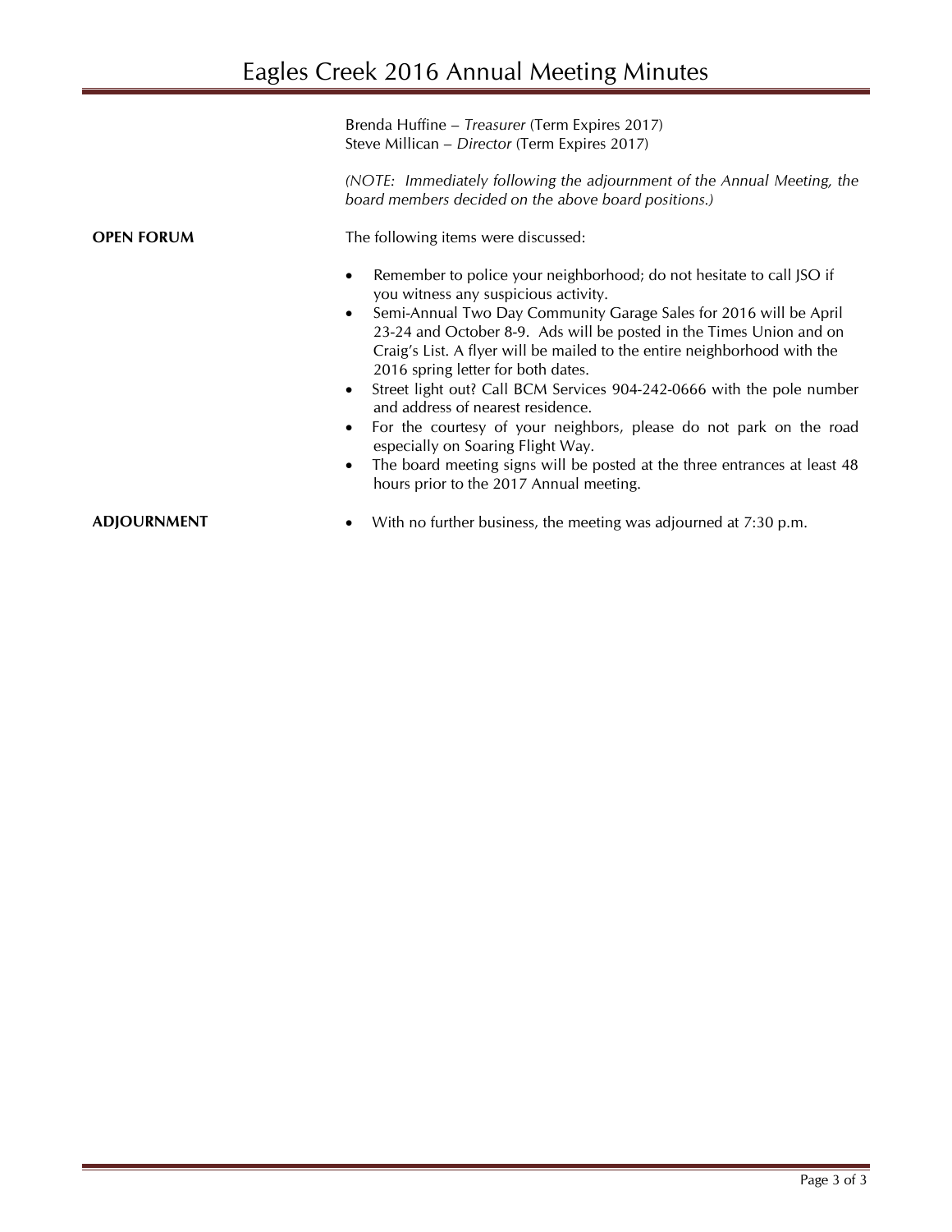Brenda Huffine – *Treasurer* (Term Expires 2017)
Steve Millican – *Director* (Term Expires 2017)

*(NOTE: Immediately following the adjournment of the Annual Meeting, the board members decided on the above board positions.)*

**OPEN FORUM**

The following items were discussed:

- Remember to police your neighborhood; do not hesitate to call JSO if you witness any suspicious activity.
- Semi-Annual Two Day Community Garage Sales for 2016 will be April 23-24 and October 8-9. Ads will be posted in the Times Union and on Craig's List. A flyer will be mailed to the entire neighborhood with the 2016 spring letter for both dates.
- Street light out? Call BCM Services 904-242-0666 with the pole number and address of nearest residence.
- For the courtesy of your neighbors, please do not park on the road especially on Soaring Flight Way.
- The board meeting signs will be posted at the three entrances at least 48 hours prior to the 2017 Annual meeting.

**ADJOURNMENT**

- With no further business, the meeting was adjourned at 7:30 p.m.